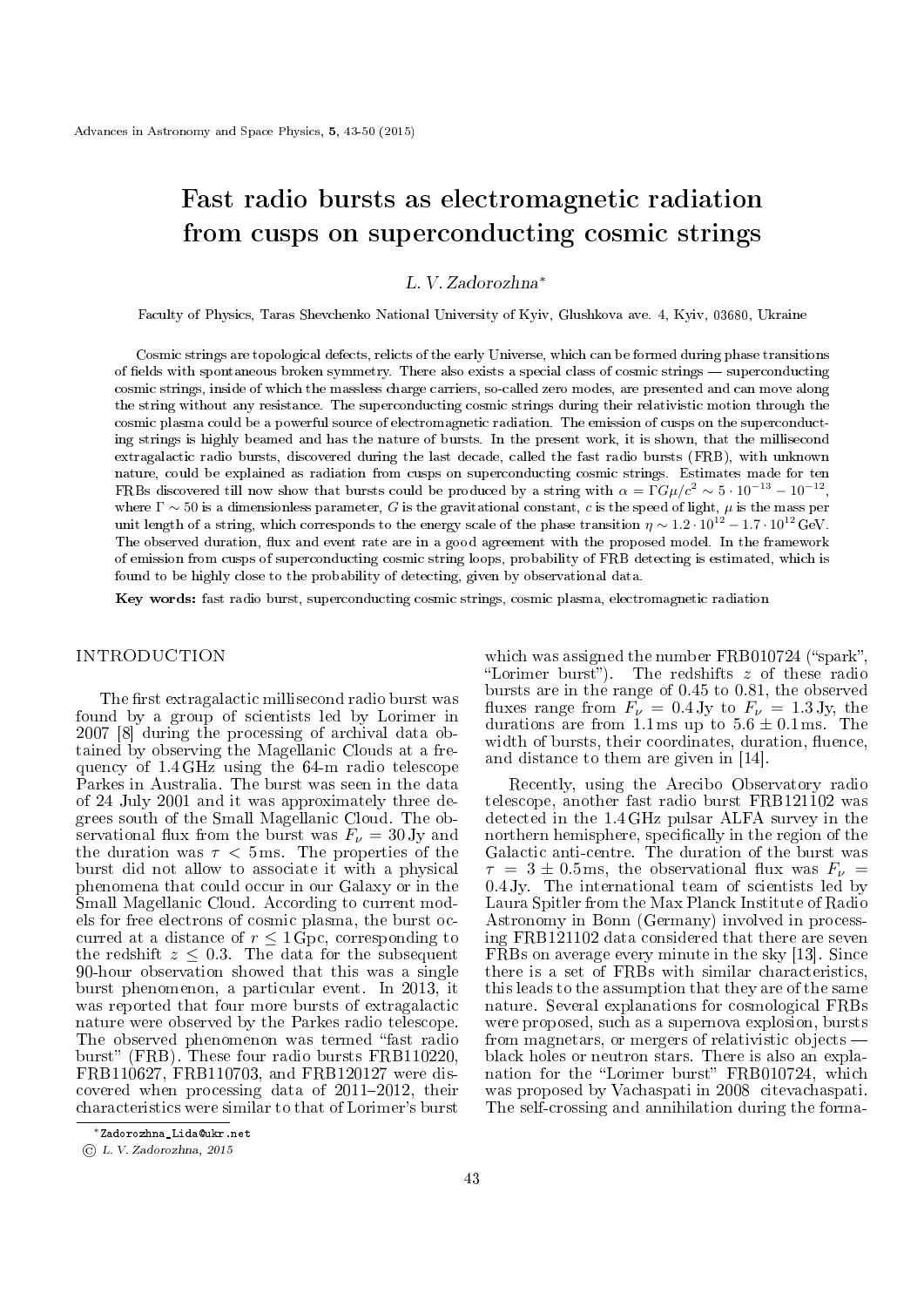# Fast radio bursts as electromagnetic radiation from cusps on superconducting cosmic strings

*L. V. Zadorozhna*[*]

Faculty of Physics, Taras Shevchenko National University of Kyiv, Glushkova ave. 4, Kyiv, 03680, Ukraine

Cosmic strings are topological defects, relicts of the early Universe, which can be formed during phase transitions of fields with spontaneous broken symmetry. There also exists a special class of cosmic strings — superconducting cosmic strings, inside of which the massless charge carriers, so-called zero modes, are presented and can move along the string without any resistance. The superconducting cosmic strings during their relativistic motion through the cosmic plasma could be a powerful source of electromagnetic radiation. The emission of cusps on the superconducting strings is highly beamed and has the nature of bursts. In the present work, it is shown, that the millisecond extragalactic radio bursts, discovered during the last decade, called the fast radio bursts (FRB), with unknown nature, could be explained as radiation from cusps on superconducting cosmic strings. Estimates made for ten FRBs discovered till now show that bursts could be produced by a string with $\alpha = \Gamma G\mu/c^2 \sim 5 \cdot 10^{-13} - 10^{-12}$, where $\Gamma \sim 50$ is a dimensionless parameter, $G$ is the gravitational constant, $c$ is the speed of light, $\mu$ is the mass per unit length of a string, which corresponds to the energy scale of the phase transition $\eta \sim 1.2 \cdot 10^{12} - 1.7 \cdot 10^{12}$ GeV. The observed duration, flux and event rate are in a good agreement with the proposed model. In the framework of emission from cusps of superconducting cosmic string loops, probability of FRB detecting is estimated, which is found to be highly close to the probability of detecting, given by observational data.

**Key words:** fast radio burst, superconducting cosmic strings, cosmic plasma, electromagnetic radiation

## INTRODUCTION

The first extragalactic millisecond radio burst was found by a group of scientists led by Lorimer in 2007 [8] during the processing of archival data obtained by observing the Magellanic Clouds at a frequency of 1.4 GHz using the 64-m radio telescope Parkes in Australia. The burst was seen in the data of 24 July 2001 and it was approximately three degrees south of the Small Magellanic Cloud. The observational flux from the burst was $F_\nu = 30$ Jy and the duration was $\tau < 5$ ms. The properties of the burst did not allow to associate it with a physical phenomena that could occur in our Galaxy or in the Small Magellanic Cloud. According to current models for free electrons of cosmic plasma, the burst occurred at a distance of $r \leq 1$ Gpc, corresponding to the redshift $z \leq 0.3$. The data for the subsequent 90-hour observation showed that this was a single burst phenomenon, a particular event. In 2013, it was reported that four more bursts of extragalactic nature were observed by the Parkes radio telescope. The observed phenomenon was termed "fast radio burst" (FRB). These four radio bursts FRB110220, FRB110627, FRB110703, and FRB120127 were discovered when processing data of 2011–2012, their characteristics were similar to that of Lorimer's burst which was assigned the number FRB010724 ("spark", "Lorimer burst"). The redshifts $z$ of these radio bursts are in the range of 0.45 to 0.81, the observed fluxes range from $F_\nu = 0.4$ Jy to $F_\nu = 1.3$ Jy, the durations are from 1.1 ms up to $5.6 \pm 0.1$ ms. The width of bursts, their coordinates, duration, fluence, and distance to them are given in [14].

Recently, using the Arecibo Observatory radio telescope, another fast radio burst FRB121102 was detected in the 1.4 GHz pulsar ALFA survey in the northern hemisphere, specifically in the region of the Galactic anti-centre. The duration of the burst was $\tau = 3 \pm 0.5$ ms, the observational flux was $F_\nu = 0.4$ Jy. The international team of scientists led by Laura Spitler from the Max Planck Institute of Radio Astronomy in Bonn (Germany) involved in processing FRB121102 data considered that there are seven FRBs on average every minute in the sky [13]. Since there is a set of FRBs with similar characteristics, this leads to the assumption that they are of the same nature. Several explanations for cosmological FRBs were proposed, such as a supernova explosion, bursts from magnetars, or mergers of relativistic objects — black holes or neutron stars. There is also an explanation for the "Lorimer burst" FRB010724, which was proposed by Vachaspati in 2008 citevachaspati. The self-crossing and annihilation during the forma-

[*] Zadorozhna_Lida@ukr.net

© L. V. Zadorozhna, 2015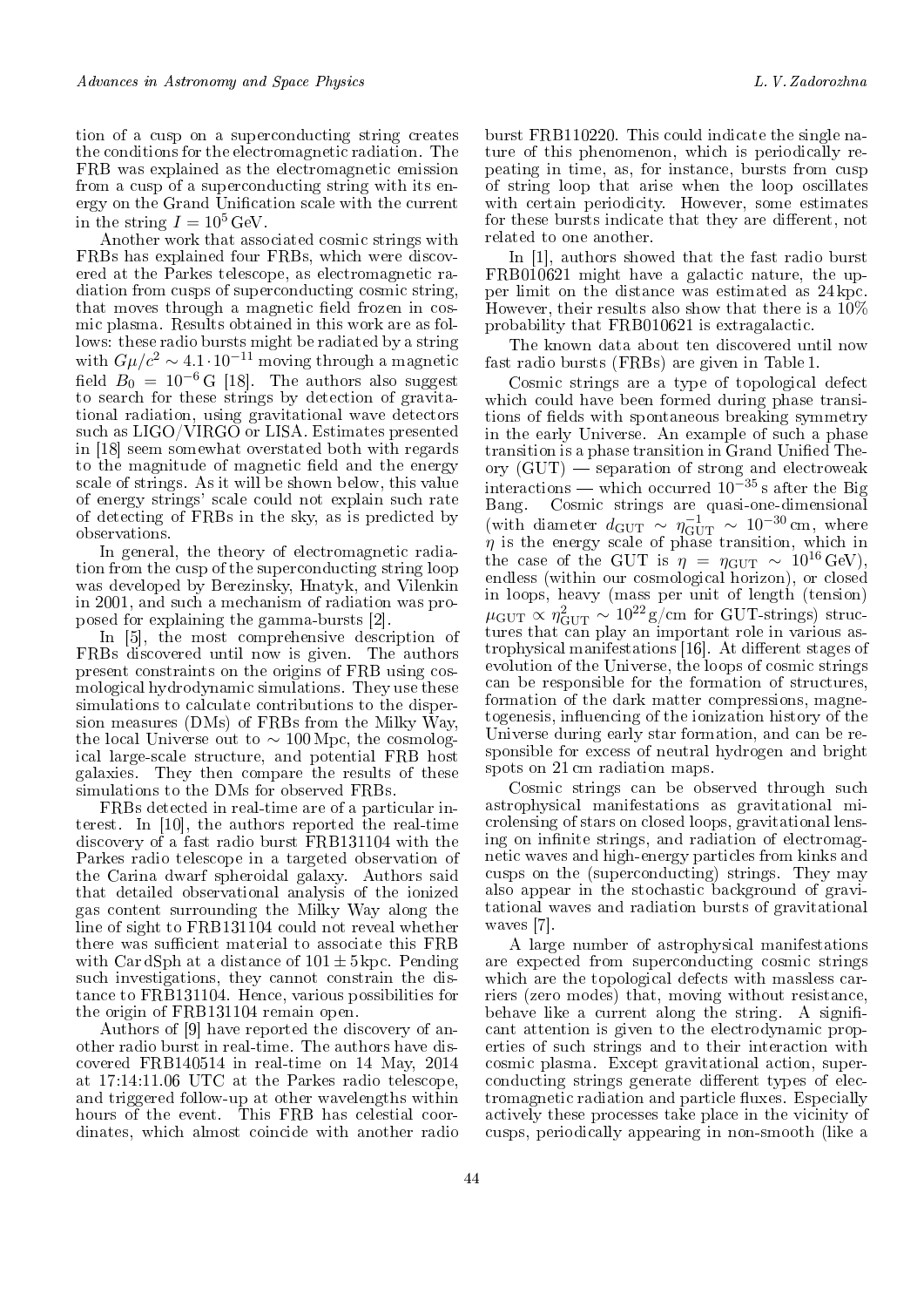tion of a cusp on a superconducting string creates the conditions for the electromagnetic radiation. The FRB was explained as the electromagnetic emission from a cusp of a superconducting string with its energy on the Grand Unification scale with the current in the string $I = 10^5\,\mathrm{GeV}$.

Another work that associated cosmic strings with FRBs has explained four FRBs, which were discovered at the Parkes telescope, as electromagnetic radiation from cusps of superconducting cosmic string, that moves through a magnetic field frozen in cosmic plasma. Results obtained in this work are as follows: these radio bursts might be radiated by a string with $G\mu/c^2 \sim 4.1 \cdot 10^{-11}$ moving through a magnetic field $B_0 = 10^{-6}\,\mathrm{G}$ [18]. The authors also suggest to search for these strings by detection of gravitational radiation, using gravitational wave detectors such as LIGO/VIRGO or LISA. Estimates presented in [18] seem somewhat overstated both with regards to the magnitude of magnetic field and the energy scale of strings. As it will be shown below, this value of energy strings' scale could not explain such rate of detecting of FRBs in the sky, as is predicted by observations.

In general, the theory of electromagnetic radiation from the cusp of the superconducting string loop was developed by Berezinsky, Hnatyk, and Vilenkin in 2001, and such a mechanism of radiation was proposed for explaining the gamma-bursts [2].

In [5], the most comprehensive description of FRBs discovered until now is given. The authors present constraints on the origins of FRB using cosmological hydrodynamic simulations. They use these simulations to calculate contributions to the dispersion measures (DMs) of FRBs from the Milky Way, the local Universe out to $\sim 100\,\mathrm{Mpc}$, the cosmological large-scale structure, and potential FRB host galaxies. They then compare the results of these simulations to the DMs for observed FRBs.

FRBs detected in real-time are of a particular interest. In [10], the authors reported the real-time discovery of a fast radio burst FRB131104 with the Parkes radio telescope in a targeted observation of the Carina dwarf spheroidal galaxy. Authors said that detailed observational analysis of the ionized gas content surrounding the Milky Way along the line of sight to FRB131104 could not reveal whether there was sufficient material to associate this FRB with Car dSph at a distance of $101 \pm 5\,\mathrm{kpc}$. Pending such investigations, they cannot constrain the distance to FRB131104. Hence, various possibilities for the origin of FRB131104 remain open.

Authors of [9] have reported the discovery of another radio burst in real-time. The authors have discovered FRB140514 in real-time on 14 May, 2014 at 17:14:11.06 UTC at the Parkes radio telescope, and triggered follow-up at other wavelengths within hours of the event. This FRB has celestial coordinates, which almost coincide with another radio burst FRB110220. This could indicate the single nature of this phenomenon, which is periodically repeating in time, as, for instance, bursts from cusp of string loop that arise when the loop oscillates with certain periodicity. However, some estimates for these bursts indicate that they are different, not related to one another.

In [1], authors showed that the fast radio burst FRB010621 might have a galactic nature, the upper limit on the distance was estimated as 24 kpc. However, their results also show that there is a 10% probability that FRB010621 is extragalactic.

The known data about ten discovered until now fast radio bursts (FRBs) are given in Table 1.

Cosmic strings are a type of topological defect which could have been formed during phase transitions of fields with spontaneous breaking symmetry in the early Universe. An example of such a phase transition is a phase transition in Grand Unified Theory (GUT) — separation of strong and electroweak interactions — which occurred $10^{-35}\,\mathrm{s}$ after the Big Bang. Cosmic strings are quasi-one-dimensional (with diameter $d_{\mathrm{GUT}} \sim \eta_{\mathrm{GUT}}^{-1} \sim 10^{-30}\,\mathrm{cm}$, where $\eta$ is the energy scale of phase transition, which in the case of the GUT is $\eta = \eta_{\mathrm{GUT}} \sim 10^{16}\,\mathrm{GeV}$), endless (within our cosmological horizon), or closed in loops, heavy (mass per unit of length (tension) $\mu_{\mathrm{GUT}} \propto \eta_{\mathrm{GUT}}^2 \sim 10^{22}\,\mathrm{g/cm}$ for GUT-strings) structures that can play an important role in various astrophysical manifestations [16]. At different stages of evolution of the Universe, the loops of cosmic strings can be responsible for the formation of structures, formation of the dark matter compressions, magnetogenesis, influencing of the ionization history of the Universe during early star formation, and can be responsible for excess of neutral hydrogen and bright spots on 21 cm radiation maps.

Cosmic strings can be observed through such astrophysical manifestations as gravitational microlensing of stars on closed loops, gravitational lensing on infinite strings, and radiation of electromagnetic waves and high-energy particles from kinks and cusps on the (superconducting) strings. They may also appear in the stochastic background of gravitational waves and radiation bursts of gravitational waves [7].

A large number of astrophysical manifestations are expected from superconducting cosmic strings which are the topological defects with massless carriers (zero modes) that, moving without resistance, behave like a current along the string. A significant attention is given to the electrodynamic properties of such strings and to their interaction with cosmic plasma. Except gravitational action, superconducting strings generate different types of electromagnetic radiation and particle fluxes. Especially actively these processes take place in the vicinity of cusps, periodically appearing in non-smooth (like a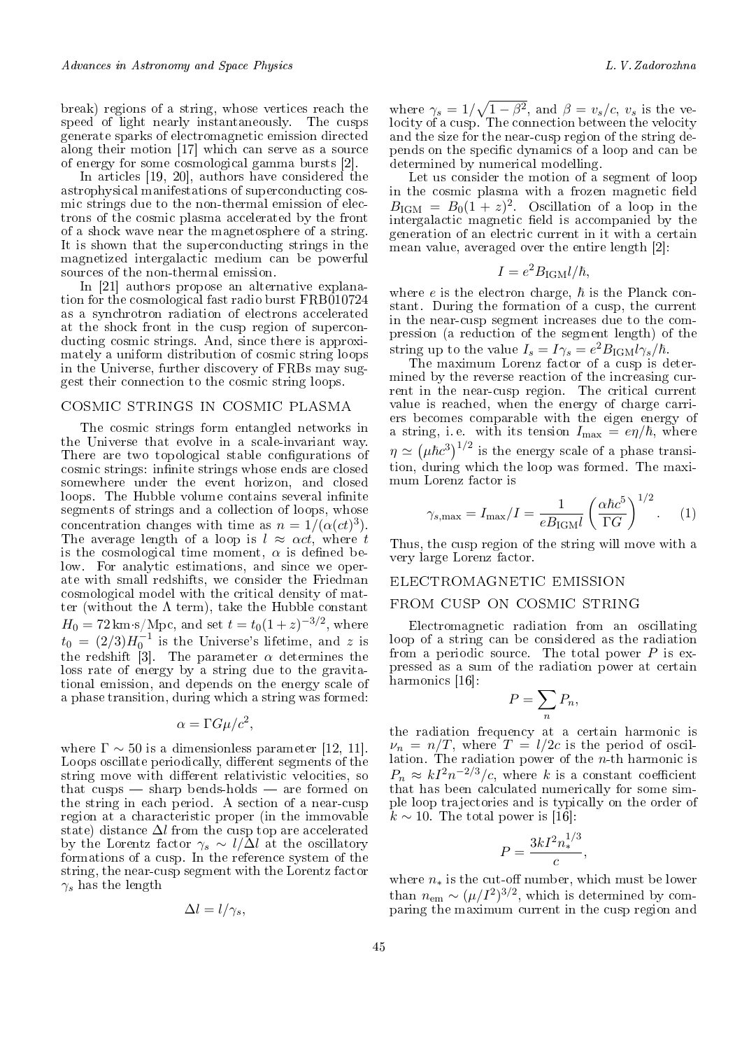break) regions of a string, whose vertices reach the speed of light nearly instantaneously. The cusps generate sparks of electromagnetic emission directed along their motion [17] which can serve as a source of energy for some cosmological gamma bursts [2].

In articles [19, 20], authors have considered the astrophysical manifestations of superconducting cosmic strings due to the non-thermal emission of electrons of the cosmic plasma accelerated by the front of a shock wave near the magnetosphere of a string. It is shown that the superconducting strings in the magnetized intergalactic medium can be powerful sources of the non-thermal emission.

In [21] authors propose an alternative explanation for the cosmological fast radio burst FRB010724 as a synchrotron radiation of electrons accelerated at the shock front in the cusp region of superconducting cosmic strings. And, since there is approximately a uniform distribution of cosmic string loops in the Universe, further discovery of FRBs may suggest their connection to the cosmic string loops.

## COSMIC STRINGS IN COSMIC PLASMA

The cosmic strings form entangled networks in the Universe that evolve in a scale-invariant way. There are two topological stable configurations of cosmic strings: infinite strings whose ends are closed somewhere under the event horizon, and closed loops. The Hubble volume contains several infinite segments of strings and a collection of loops, whose concentration changes with time as $n = 1/(\alpha(ct)^3)$. The average length of a loop is $l \approx \alpha ct$, where $t$ is the cosmological time moment, $\alpha$ is defined below. For analytic estimations, and since we operate with small redshifts, we consider the Friedman cosmological model with the critical density of matter (without the $\Lambda$ term), take the Hubble constant $H_0 = 72\,\mathrm{km{\cdot}s/Mpc}$, and set $t = t_0(1+z)^{-3/2}$, where $t_0 = (2/3)H_0^{-1}$ is the Universe's lifetime, and $z$ is the redshift [3]. The parameter $\alpha$ determines the loss rate of energy by a string due to the gravitational emission, and depends on the energy scale of a phase transition, during which a string was formed:

$$\alpha = \Gamma G\mu/c^2,$$

where $\Gamma \sim 50$ is a dimensionless parameter [12, 11]. Loops oscillate periodically, different segments of the string move with different relativistic velocities, so that cusps — sharp bends-holds — are formed on the string in each period. A section of a near-cusp region at a characteristic proper (in the immovable state) distance $\Delta l$ from the cusp top are accelerated by the Lorenz factor $\gamma_s \sim l/\Delta l$ at the oscillatory formations of a cusp. In the reference system of the string, the near-cusp segment with the Lorenz factor $\gamma_s$ has the length

$$\Delta l = l/\gamma_s,$$

where $\gamma_s = 1/\sqrt{1-\beta^2}$, and $\beta = v_s/c$, $v_s$ is the velocity of a cusp. The connection between the velocity and the size for the near-cusp region of the string depends on the specific dynamics of a loop and can be determined by numerical modelling.

Let us consider the motion of a segment of loop in the cosmic plasma with a frozen magnetic field $B_{\mathrm{IGM}} = B_0(1+z)^2$. Oscillation of a loop in the intergalactic magnetic field is accompanied by the generation of an electric current in it with a certain mean value, averaged over the entire length [2]:

$$I = e^2 B_{\mathrm{IGM}} l/\hbar,$$

where $e$ is the electron charge, $\hbar$ is the Planck constant. During the formation of a cusp, the current in the near-cusp segment increases due to the compression (a reduction of the segment length) of the string up to the value $I_s = I\gamma_s = e^2 B_{\mathrm{IGM}} l\gamma_s/\hbar$.

The maximum Lorenz factor of a cusp is determined by the reverse reaction of the increasing current in the near-cusp region. The critical current value is reached, when the energy of charge carriers becomes comparable with the eigen energy of a string, i. e. with its tension $I_{\max} = e\eta/\hbar$, where $\eta \simeq \left(\mu\hbar c^3\right)^{1/2}$ is the energy scale of a phase transition, during which the loop was formed. The maximum Lorenz factor is

$$\gamma_{s,\max} = I_{\max}/I = \frac{1}{eB_{\mathrm{IGM}}l}\left(\frac{\alpha\hbar c^5}{\Gamma G}\right)^{1/2}. \quad (1)$$

Thus, the cusp region of the string will move with a very large Lorenz factor.

## ELECTROMAGNETIC EMISSION FROM CUSP ON COSMIC STRING

Electromagnetic radiation from an oscillating loop of a string can be considered as the radiation from a periodic source. The total power $P$ is expressed as a sum of the radiation power at certain harmonics [16]:

$$P = \sum_n P_n,$$

the radiation frequency at a certain harmonic is $\nu_n = n/T$, where $T = l/2c$ is the period of oscillation. The radiation power of the $n$-th harmonic is $P_n \approx kI^2 n^{-2/3}/c$, where $k$ is a constant coefficient that has been calculated numerically for some simple loop trajectories and is typically on the order of $k \sim 10$. The total power is [16]:

$$P = \frac{3kI^2 n_*^{1/3}}{c},$$

where $n_*$ is the cut-off number, which must be lower than $n_{\mathrm{em}} \sim (\mu/I^2)^{3/2}$, which is determined by comparing the maximum current in the cusp region and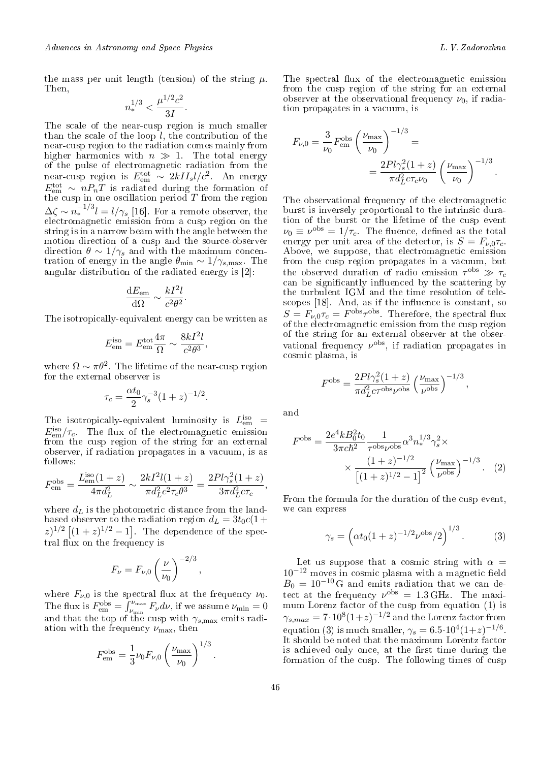the mass per unit length (tension) of the string $\mu$. Then,

$$n_*^{1/3} < \frac{\mu^{1/2} c^2}{3I}.$$

The scale of the near-cusp region is much smaller than the scale of the loop $l$, the contribution of the near-cusp region to the radiation comes mainly from higher harmonics with $n \gg 1$. The total energy of the pulse of electromagnetic radiation from the near-cusp region is $E_{\rm em}^{\rm tot} \sim 2kII_s l/c^2$. An energy $E_{\rm em}^{\rm tot} \sim nP_n T$ is radiated during the formation of the cusp in one oscillation period $T$ from the region $\Delta\zeta \sim n_*^{-1/3} l = l/\gamma_s$ [16]. For a remote observer, the electromagnetic emission from a cusp region on the string is in a narrow beam with the angle between the motion direction of a cusp and the source-observer direction $\theta \sim 1/\gamma_s$ and with the maximum concentration of energy in the angle $\theta_{\min} \sim 1/\gamma_{s,\max}$. The angular distribution of the radiated energy is [2]:

$$\frac{{\rm d}E_{\rm em}}{{\rm d}\Omega} \sim \frac{kI^2 l}{c^2\theta^2}.$$

The isotropically-equivalent energy can be written as

$$E_{\rm em}^{\rm iso} = E_{\rm em}^{\rm tot}\frac{4\pi}{\Omega} \sim \frac{8kI^2 l}{c^2\theta^3},$$

where $\Omega \sim \pi\theta^2$. The lifetime of the near-cusp region for the external observer is

$$\tau_c = \frac{\alpha t_0}{2}\gamma_s^{-3}(1+z)^{-1/2}.$$

The isotropically-equivalent luminosity is $L_{\rm em}^{\rm iso} = E_{\rm em}^{\rm iso}/\tau_c$. The flux of the electromagnetic emission from the cusp region of the string for an external observer, if radiation propagates in a vacuum, is as follows:

$$F_{\rm em}^{\rm obs} = \frac{L_{\rm em}^{\rm iso}(1+z)}{4\pi d_L^2} \sim \frac{2kI^2 l(1+z)}{\pi d_L^2 c^2 \tau_c \theta^3} = \frac{2Pl\gamma_s^2(1+z)}{3\pi d_L^2 c\tau_c},$$

where $d_L$ is the photometric distance from the land-based observer to the radiation region $d_L = 3t_0 c(1+z)^{1/2}\left[(1+z)^{1/2}-1\right]$. The dependence of the spectral flux on the frequency is

$$F_\nu = F_{\nu,0}\left(\frac{\nu}{\nu_0}\right)^{-2/3},$$

where $F_{\nu,0}$ is the spectral flux at the frequency $\nu_0$. The flux is $F_{\rm em}^{\rm obs} = \int_{\nu_{\min}}^{\nu_{\max}} F_\nu d\nu$, if we assume $\nu_{\min} = 0$ and that the top of the cusp with $\gamma_{s,\max}$ emits radiation with the frequency $\nu_{\max}$, then

$$F_{\rm em}^{\rm obs} = \frac{1}{3}\nu_0 F_{\nu,0}\left(\frac{\nu_{\max}}{\nu_0}\right)^{1/3}.$$

The spectral flux of the electromagnetic emission from the cusp region of the string for an external observer at the observational frequency $\nu_0$, if radiation propagates in a vacuum, is

$$F_{\nu,0} = \frac{3}{\nu_0}F_{\rm em}^{\rm obs}\left(\frac{\nu_{\max}}{\nu_0}\right)^{-1/3} = \frac{2Pl\gamma_s^2(1+z)}{\pi d_L^2 c\tau_c\nu_0}\left(\frac{\nu_{\max}}{\nu_0}\right)^{-1/3}.$$

The observational frequency of the electromagnetic burst is inversely proportional to the intrinsic duration of the burst or the lifetime of the cusp event $\nu_0 \equiv \nu^{\rm obs} = 1/\tau_c$. The fluence, defined as the total energy per unit area of the detector, is $S = F_{\nu,0}\tau_c$. Above, we suppose, that electromagnetic emission from the cusp region propagates in a vacuum, but the observed duration of radio emission $\tau^{\rm obs} \gg \tau_c$ can be significantly influenced by the scattering by the turbulent IGM and the time resolution of telescopes [18]. And, as if the influence is constant, so $S = F_{\nu,0}\tau_c = F^{\rm obs}\tau^{\rm obs}$. Therefore, the spectral flux of the electromagnetic emission from the cusp region of the string for an external observer at the observational frequency $\nu^{\rm obs}$, if radiation propagates in cosmic plasma, is

$$F^{\rm obs} = \frac{2Pl\gamma_s^2(1+z)}{\pi d_L^2 c\tau^{\rm obs}\nu^{\rm obs}}\left(\frac{\nu_{\max}}{\nu^{\rm obs}}\right)^{-1/3},$$

and

$$F^{\rm obs} = \frac{2e^4 kB_0^2 t_0}{3\pi c\hbar^2}\frac{1}{\tau^{\rm obs}\nu^{\rm obs}}\alpha^3 n_*^{1/3}\gamma_s^2 \times \frac{(1+z)^{-1/2}}{\left[(1+z)^{1/2}-1\right]^2}\left(\frac{\nu_{\max}}{\nu^{\rm obs}}\right)^{-1/3}. \quad (2)$$

From the formula for the duration of the cusp event, we can express

$$\gamma_s = \left(\alpha t_0(1+z)^{-1/2}\nu^{\rm obs}/2\right)^{1/3}. \quad (3)$$

Let us suppose that a cosmic string with $\alpha = 10^{-12}$ moves in cosmic plasma with a magnetic field $B_0 = 10^{-10}$ G and emits radiation that we can detect at the frequency $\nu^{\rm obs} = 1.3$ GHz. The maximum Lorenz factor of the cusp from equation (1) is $\gamma_{s,max} = 7\cdot 10^8(1+z)^{-1/2}$ and the Lorenz factor from equation (3) is much smaller, $\gamma_s = 6.5\cdot 10^4(1+z)^{-1/6}$. It should be noted that the maximum Lorentz factor is achieved only once, at the first time during the formation of the cusp. The following times of cusp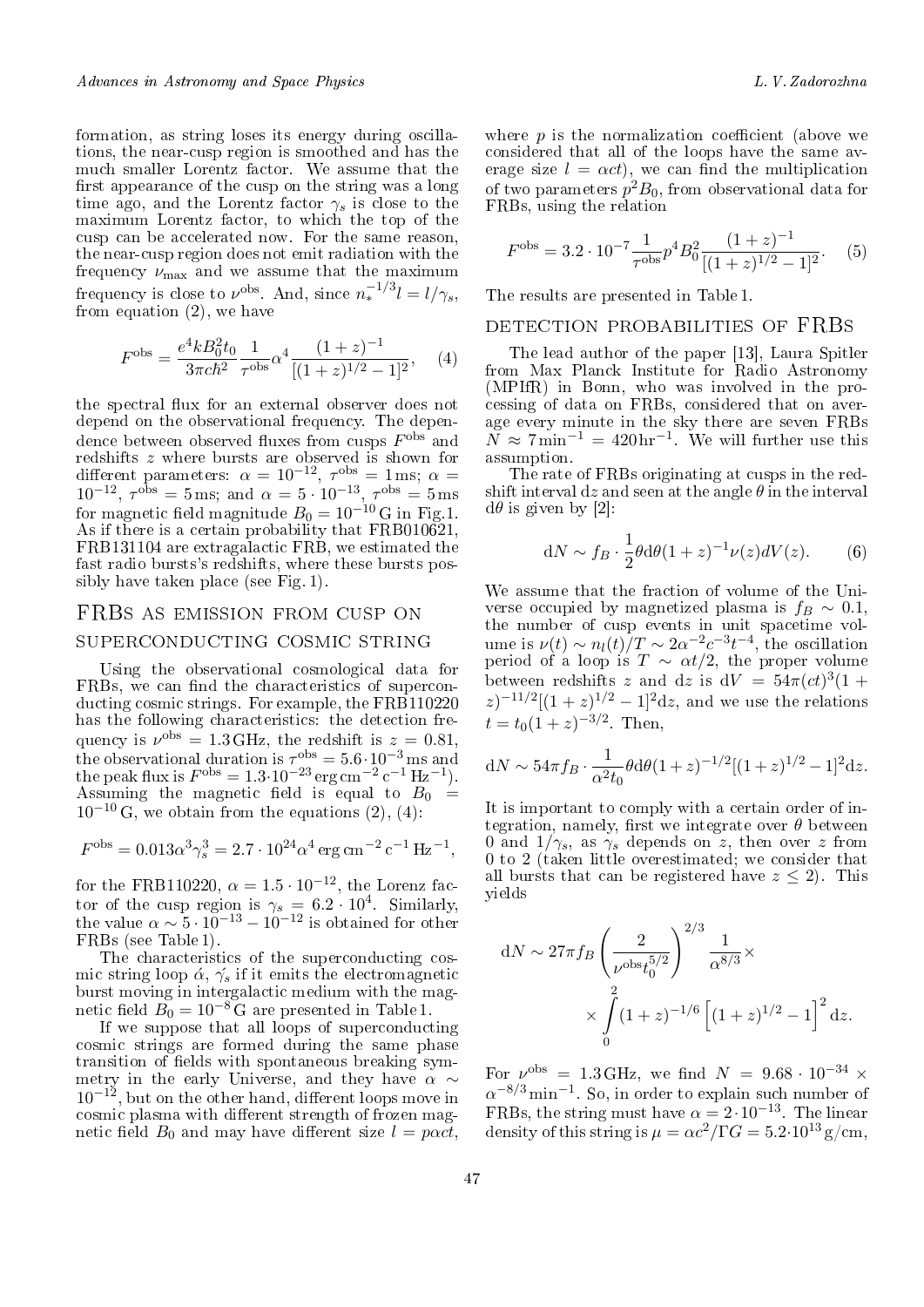formation, as string loses its energy during oscillations, the near-cusp region is smoothed and has the much smaller Lorentz factor. We assume that the first appearance of the cusp on the string was a long time ago, and the Lorentz factor $\gamma_s$ is close to the maximum Lorentz factor, to which the top of the cusp can be accelerated now. For the same reason, the near-cusp region does not emit radiation with the frequency $\nu_{\max}$ and we assume that the maximum frequency is close to $\nu^{\rm obs}$. And, since $n_*^{-1/3} l = l/\gamma_s$, from equation (2), we have

$$F^{\rm obs} = \frac{e^4 k B_0^2 t_0}{3\pi c \hbar^2} \frac{1}{\tau^{\rm obs}} \alpha^4 \frac{(1+z)^{-1}}{[(1+z)^{1/2}-1]^2}, \quad (4)$$

the spectral flux for an external observer does not depend on the observational frequency. The dependence between observed fluxes from cusps $F^{\rm obs}$ and redshifts $z$ where bursts are observed is shown for different parameters: $\alpha = 10^{-12}$, $\tau^{\rm obs} = 1\,$ms; $\alpha = 10^{-12}$, $\tau^{\rm obs} = 5\,$ms; and $\alpha = 5 \cdot 10^{-13}$, $\tau^{\rm obs} = 5\,$ms for magnetic field magnitude $B_0 = 10^{-10}\,$G in Fig.1. As if there is a certain probability that FRB010621, FRB131104 are extragalactic FRB, we estimated the fast radio bursts's redshifts, where these bursts possibly have taken place (see Fig. 1).

## FRBs as emission from cusp on superconducting cosmic string

Using the observational cosmological data for FRBs, we can find the characteristics of superconducting cosmic strings. For example, the FRB110220 has the following characteristics: the detection frequency is $\nu^{\rm obs} = 1.3\,$GHz, the redshift is $z = 0.81$, the observational duration is $\tau^{\rm obs} = 5.6 \cdot 10^{-3}\,$ms and the peak flux is $F^{\rm obs} = 1.3 \cdot 10^{-23}\,{\rm erg\,cm^{-2}\,c^{-1}\,Hz^{-1}}$). Assuming the magnetic field is equal to $B_0 = 10^{-10}\,$G, we obtain from the equations (2), (4):

$$F^{\rm obs} = 0.013\alpha^3\gamma_s^3 = 2.7 \cdot 10^{24}\alpha^4\,{\rm erg\,cm^{-2}\,c^{-1}\,Hz^{-1}},$$

for the FRB110220, $\alpha = 1.5 \cdot 10^{-12}$, the Lorenz factor of the cusp region is $\gamma_s = 6.2 \cdot 10^4$. Similarly, the value $\alpha \sim 5 \cdot 10^{-13} - 10^{-12}$ is obtained for other FRBs (see Table 1).

The characteristics of the superconducting cosmic string loop $\acute{\alpha}$, $\acute{\gamma}_s$ if it emits the electromagnetic burst moving in intergalactic medium with the magnetic field $B_0 = 10^{-8}\,$G are presented in Table 1.

If we suppose that all loops of superconducting cosmic strings are formed during the same phase transition of fields with spontaneous breaking symmetry in the early Universe, and they have $\alpha \sim 10^{-12}$, but on the other hand, different loops move in cosmic plasma with different strength of frozen magnetic field $B_0$ and may have different size $l = p\alpha ct$, where $p$ is the normalization coefficient (above we considered that all of the loops have the same average size $l = \alpha ct$), we can find the multiplication of two parameters $p^2 B_0$, from observational data for FRBs, using the relation

$$F^{\rm obs} = 3.2 \cdot 10^{-7} \frac{1}{\tau^{\rm obs}} p^4 B_0^2 \frac{(1+z)^{-1}}{[(1+z)^{1/2}-1]^2}. \quad (5)$$

The results are presented in Table 1.

## Detection probabilities of FRBs

The lead author of the paper [13], Laura Spitler from Max Planck Institute for Radio Astronomy (MPIfR) in Bonn, who was involved in the processing of data on FRBs, considered that on average every minute in the sky there are seven FRBs $N \approx 7\,{\rm min}^{-1} = 420\,{\rm hr}^{-1}$. We will further use this assumption.

The rate of FRBs originating at cusps in the redshift interval $dz$ and seen at the angle $\theta$ in the interval $d\theta$ is given by [2]:

$$dN \sim f_B \cdot \frac{1}{2}\theta d\theta (1+z)^{-1} \nu(z) dV(z). \quad (6)$$

We assume that the fraction of volume of the Universe occupied by magnetized plasma is $f_B \sim 0.1$, the number of cusp events in unit spacetime volume is $\nu(t) \sim n_l(t)/T \sim 2\alpha^{-2}c^{-3}t^{-4}$, the oscillation period of a loop is $T \sim \alpha t/2$, the proper volume between redshifts $z$ and $dz$ is $dV = 54\pi(ct)^3(1+z)^{-11/2}[(1+z)^{1/2}-1]^2 dz$, and we use the relations $t = t_0(1+z)^{-3/2}$. Then,

$$dN \sim 54\pi f_B \cdot \frac{1}{\alpha^2 t_0}\theta d\theta (1+z)^{-1/2}[(1+z)^{1/2}-1]^2 dz.$$

It is important to comply with a certain order of integration, namely, first we integrate over $\theta$ between 0 and $1/\gamma_s$, as $\gamma_s$ depends on $z$, then over $z$ from 0 to 2 (taken little overestimated; we consider that all bursts that can be registered have $z \le 2$). This yields

$$dN \sim 27\pi f_B \left(\frac{2}{\nu^{\rm obs} t_0^{5/2}}\right)^{2/3} \frac{1}{\alpha^{8/3}} \times \times \int_0^2 (1+z)^{-1/6}\left[(1+z)^{1/2}-1\right]^2 dz.$$

For $\nu^{\rm obs} = 1.3\,$GHz, we find $N = 9.68 \cdot 10^{-34} \times \alpha^{-8/3}\,{\rm min}^{-1}$. So, in order to explain such number of FRBs, the string must have $\alpha = 2 \cdot 10^{-13}$. The linear density of this string is $\mu = \alpha c^2/\Gamma G = 5.2 \cdot 10^{13}\,$g/cm,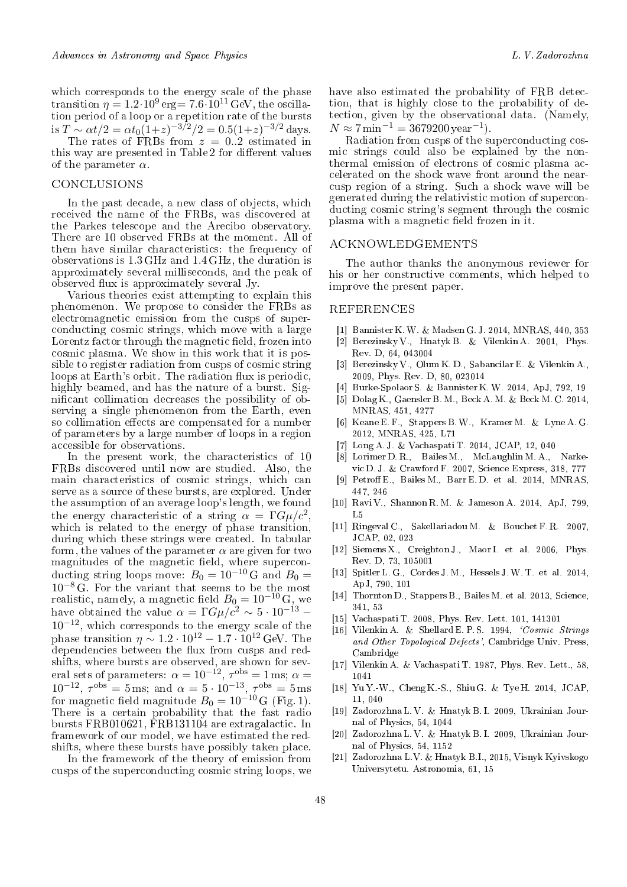which corresponds to the energy scale of the phase transition $\eta = 1.2 \cdot 10^{9}$ erg$= 7.6 \cdot 10^{11}$ GeV, the oscillation period of a loop or a repetition rate of the bursts is $T \sim \alpha t/2 = \alpha t_0 (1+z)^{-3/2}/2 = 0.5(1+z)^{-3/2}$ days.

The rates of FRBs from $z = 0..2$ estimated in this way are presented in Table 2 for different values of the parameter $\alpha$.

## CONCLUSIONS

In the past decade, a new class of objects, which received the name of the FRBs, was discovered at the Parkes telescope and the Arecibo observatory. There are 10 observed FRBs at the moment. All of them have similar characteristics: the frequency of observations is 1.3 GHz and 1.4 GHz, the duration is approximately several milliseconds, and the peak of observed flux is approximately several Jy.

Various theories exist attempting to explain this phenomenon. We propose to consider the FRBs as electromagnetic emission from the cusps of superconducting cosmic strings, which move with a large Lorentz factor through the magnetic field, frozen into cosmic plasma. We show in this work that it is possible to register radiation from cusps of cosmic string loops at Earth's orbit. The radiation flux is periodic, highly beamed, and has the nature of a burst. Significant collimation decreases the possibility of observing a single phenomenon from the Earth, even so collimation effects are compensated for a number of parameters by a large number of loops in a region accessible for observations.

In the present work, the characteristics of 10 FRBs discovered until now are studied. Also, the main characteristics of cosmic strings, which can serve as a source of these bursts, are explored. Under the assumption of an average loop's length, we found the energy characteristic of a string $\alpha = \Gamma G\mu/c^2$, which is related to the energy of phase transition, during which these strings were created. In tabular form, the values of the parameter $\alpha$ are given for two magnitudes of the magnetic field, where superconducting string loops move: $B_0 = 10^{-10}$ G and $B_0 = 10^{-8}$ G. For the variant that seems to be the most realistic, namely, a magnetic field $B_0 = 10^{-10}$ G, we have obtained the value $\alpha = \Gamma G\mu/c^2 \sim 5 \cdot 10^{-13} - 10^{-12}$, which corresponds to the energy scale of the phase transition $\eta \sim 1.2 \cdot 10^{12} - 1.7 \cdot 10^{12}$ GeV. The dependencies between the flux from cusps and redshifts, where bursts are observed, are shown for several sets of parameters: $\alpha = 10^{-12}$, $\tau^{\rm obs} = 1$ ms; $\alpha = 10^{-12}$, $\tau^{\rm obs} = 5$ ms; and $\alpha = 5 \cdot 10^{-13}$, $\tau^{\rm obs} = 5$ ms for magnetic field magnitude $B_0 = 10^{-10}$ G (Fig. 1). There is a certain probability that the fast radio bursts FRB010621, FRB131104 are extragalactic. In framework of our model, we have estimated the redshifts, where these bursts have possibly taken place.

In the framework of the theory of emission from cusps of the superconducting cosmic string loops, we have also estimated the probability of FRB detection, that is highly close to the probability of detection, given by the observational data. (Namely, $N \approx 7\,\mathrm{min}^{-1} = 3679200\,\mathrm{year}^{-1}$).

Radiation from cusps of the superconducting cosmic strings could also be explained by the nonthermal emission of electrons of cosmic plasma accelerated on the shock wave front around the near-cusp region of a string. Such a shock wave will be generated during the relativistic motion of superconducting cosmic string's segment through the cosmic plasma with a magnetic field frozen in it.

## ACKNOWLEDGEMENTS

The author thanks the anonymous reviewer for his or her constructive comments, which helped to improve the present paper.

## REFERENCES

[1] Bannister K. W. & Madsen G. J. 2014, MNRAS, 440, 353

[2] Berezinsky V., Hnatyk B. & Vilenkin A. 2001, Phys. Rev. D, 64, 043004

[3] Berezinsky V., Olum K. D., Sabancilar E. & Vilenkin A., 2009, Phys. Rev. D, 80, 023014

[4] Burke-Spolaor S. & Bannister K. W. 2014, ApJ, 792, 19

[5] Dolag K., Gaensler B. M., Beck A. M. & Beck M. C. 2014, MNRAS, 451, 4277

[6] Keane E. F., Stappers B. W., Kramer M. & Lyne A. G. 2012, MNRAS, 425, L71

[7] Long A. J. & Vachaspati T. 2014, JCAP, 12, 040

[8] Lorimer D. R., Bailes M., McLaughlin M. A., Narkevic D. J. & Crawford F. 2007, Science Express, 318, 777

[9] Petroff E., Bailes M., Barr E. D. et al. 2014, MNRAS, 447, 246

[10] Ravi V., Shannon R. M. & Jameson A. 2014, ApJ, 799, L5

[11] Ringeval C., Sakellariadou M. & Bouchet F. R. 2007, JCAP, 02, 023

[12] Siemens X., Creighton J., Maor I. et al. 2006, Phys. Rev. D, 73, 105001

[13] Spitler L. G., Cordes J. M., Hessels J. W. T. et al. 2014, ApJ, 790, 101

[14] Thornton D., Stappers B., Bailes M. et al. 2013, Science, 341, 53

[15] Vachaspati T. 2008, Phys. Rev. Lett. 101, 141301

[16] Vilenkin A. & Shellard E. P. S. 1994, *'Cosmic Strings and Other Topological Defects'*, Cambridge Univ. Press, Cambridge

[17] Vilenkin A. & Vachaspati T. 1987, Phys. Rev. Lett., 58, 1041

[18] Yu Y.-W., Cheng K.-S., Shiu G. & Tye H. 2014, JCAP, 11, 040

[19] Zadorozhna L. V. & Hnatyk B. I. 2009, Ukrainian Journal of Physics, 54, 1044

[20] Zadorozhna L. V. & Hnatyk B. I. 2009, Ukrainian Journal of Physics, 54, 1152

[21] Zadorozhna L. V. & Hnatyk B.I., 2015, Visnyk Kyivskogo Universytetu. Astronomia, 61, 15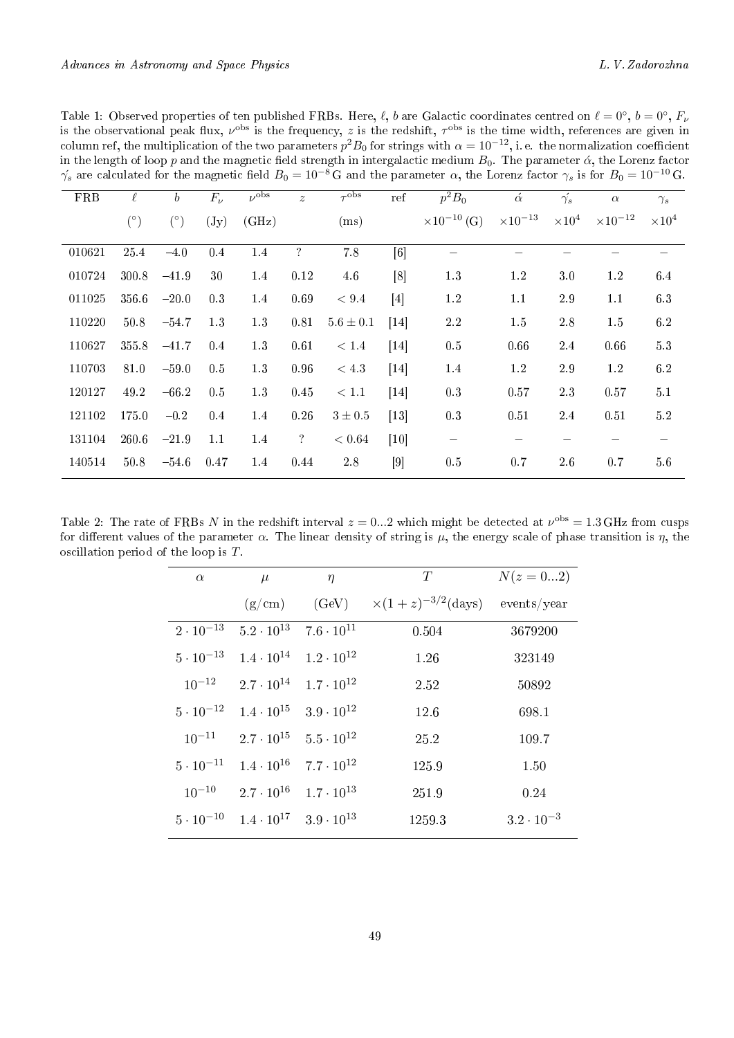Table 1: Observed properties of ten published FRBs. Here, $\ell$, $b$ are Galactic coordinates centred on $\ell = 0°$, $b = 0°$, $F_\nu$ is the observational peak flux, $\nu^{\rm obs}$ is the frequency, $z$ is the redshift, $\tau^{\rm obs}$ is the time width, references are given in column ref, the multiplication of the two parameters $p^2 B_0$ for strings with $\alpha = 10^{-12}$, i. e. the normalization coefficient in the length of loop $p$ and the magnetic field strength in intergalactic medium $B_0$. The parameter $\acute{\alpha}$, the Lorenz factor $\acute{\gamma_s}$ are calculated for the magnetic field $B_0 = 10^{-8}$ G and the parameter $\alpha$, the Lorenz factor $\gamma_s$ is for $B_0 = 10^{-10}$ G.

| FRB | $\ell$ | $b$ | $F_\nu$ | $\nu^{\rm obs}$ | $z$ | $\tau^{\rm obs}$ | ref | $p^2 B_0$ | $\acute{\alpha}$ | $\acute{\gamma_s}$ | $\alpha$ | $\gamma_s$ |
|---|---|---|---|---|---|---|---|---|---|---|---|---|
| | (°) | (°) | (Jy) | (GHz) | | (ms) | | $\times 10^{-10}$ (G) | $\times 10^{-13}$ | $\times 10^{4}$ | $\times 10^{-12}$ | $\times 10^{4}$ |
| 010621 | 25.4 | –4.0 | 0.4 | 1.4 | ? | 7.8 | [6] | – | – | – | – | – |
| 010724 | 300.8 | –41.9 | 30 | 1.4 | 0.12 | 4.6 | [8] | 1.3 | 1.2 | 3.0 | 1.2 | 6.4 |
| 011025 | 356.6 | –20.0 | 0.3 | 1.4 | 0.69 | $< 9.4$ | [4] | 1.2 | 1.1 | 2.9 | 1.1 | 6.3 |
| 110220 | 50.8 | –54.7 | 1.3 | 1.3 | 0.81 | $5.6 \pm 0.1$ | [14] | 2.2 | 1.5 | 2.8 | 1.5 | 6.2 |
| 110627 | 355.8 | –41.7 | 0.4 | 1.3 | 0.61 | $< 1.4$ | [14] | 0.5 | 0.66 | 2.4 | 0.66 | 5.3 |
| 110703 | 81.0 | –59.0 | 0.5 | 1.3 | 0.96 | $< 4.3$ | [14] | 1.4 | 1.2 | 2.9 | 1.2 | 6.2 |
| 120127 | 49.2 | –66.2 | 0.5 | 1.3 | 0.45 | $< 1.1$ | [14] | 0.3 | 0.57 | 2.3 | 0.57 | 5.1 |
| 121102 | 175.0 | –0.2 | 0.4 | 1.4 | 0.26 | $3 \pm 0.5$ | [13] | 0.3 | 0.51 | 2.4 | 0.51 | 5.2 |
| 131104 | 260.6 | –21.9 | 1.1 | 1.4 | ? | $< 0.64$ | [10] | – | – | – | – | – |
| 140514 | 50.8 | –54.6 | 0.47 | 1.4 | 0.44 | 2.8 | [9] | 0.5 | 0.7 | 2.6 | 0.7 | 5.6 |

Table 2: The rate of FRBs $N$ in the redshift interval $z = 0...2$ which might be detected at $\nu^{\rm obs} = 1.3$ GHz from cusps for different values of the parameter $\alpha$. The linear density of string is $\mu$, the energy scale of phase transition is $\eta$, the oscillation period of the loop is $T$.

| $\alpha$ | $\mu$ | $\eta$ | $T$ | $N(z = 0...2)$ |
|---|---|---|---|---|
| | (g/cm) | (GeV) | $\times(1+z)^{-3/2}$(days) | events/year |
| $2 \cdot 10^{-13}$ | $5.2 \cdot 10^{13}$ | $7.6 \cdot 10^{11}$ | 0.504 | 3679200 |
| $5 \cdot 10^{-13}$ | $1.4 \cdot 10^{14}$ | $1.2 \cdot 10^{12}$ | 1.26 | 323149 |
| $10^{-12}$ | $2.7 \cdot 10^{14}$ | $1.7 \cdot 10^{12}$ | 2.52 | 50892 |
| $5 \cdot 10^{-12}$ | $1.4 \cdot 10^{15}$ | $3.9 \cdot 10^{12}$ | 12.6 | 698.1 |
| $10^{-11}$ | $2.7 \cdot 10^{15}$ | $5.5 \cdot 10^{12}$ | 25.2 | 109.7 |
| $5 \cdot 10^{-11}$ | $1.4 \cdot 10^{16}$ | $7.7 \cdot 10^{12}$ | 125.9 | 1.50 |
| $10^{-10}$ | $2.7 \cdot 10^{16}$ | $1.7 \cdot 10^{13}$ | 251.9 | 0.24 |
| $5 \cdot 10^{-10}$ | $1.4 \cdot 10^{17}$ | $3.9 \cdot 10^{13}$ | 1259.3 | $3.2 \cdot 10^{-3}$ |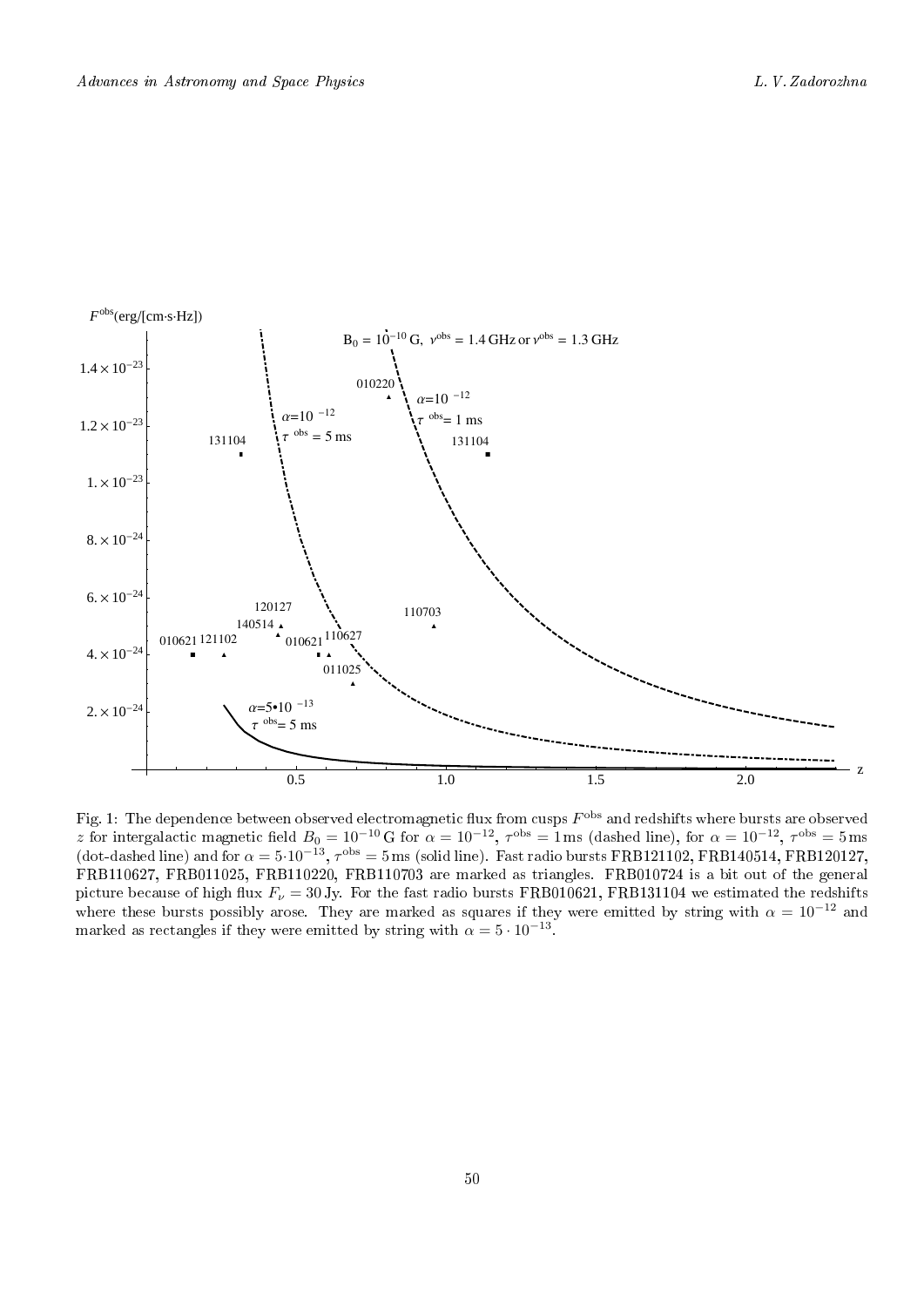$F^{obs}$(erg/[cm·s·Hz])

$B_0 = 10^{-10}$ G, $\nu^{obs} = 1.4$ GHz or $\nu^{obs} = 1.3$ GHz

$1.4\times10^{-23}$

$1.2\times10^{-23}$

$1.\times10^{-23}$

$8.\times10^{-24}$

$6.\times10^{-24}$

$4.\times10^{-24}$

$2.\times10^{-24}$

0.5

1.0

1.5

2.0

z

$\alpha=10^{-12}$ $\tau^{obs}=5$ ms

$\alpha=10^{-12}$ $\tau^{obs}=1$ ms

$\alpha=5\cdot10^{-13}$ $\tau^{obs}=5$ ms

010220

131104

131104

120127

110703

140514

010621

121102

010621

110627

011025

Fig. 1: The dependence between observed electromagnetic flux from cusps $F^{\rm obs}$ and redshifts where bursts are observed $z$ for intergalactic magnetic field $B_0 = 10^{-10}$ G for $\alpha = 10^{-12}$, $\tau^{\rm obs} = 1$ ms (dashed line), for $\alpha = 10^{-12}$, $\tau^{\rm obs} = 5$ ms (dot-dashed line) and for $\alpha = 5\cdot10^{-13}$, $\tau^{\rm obs} = 5$ ms (solid line). Fast radio bursts FRB121102, FRB140514, FRB120127, FRB110627, FRB011025, FRB110220, FRB110703 are marked as triangles. FRB010724 is a bit out of the general picture because of high flux $F_\nu = 30$ Jy. For the fast radio bursts FRB010621, FRB131104 we estimated the redshifts where these bursts possibly arose. They are marked as squares if they were emitted by string with $\alpha = 10^{-12}$ and marked as rectangles if they were emitted by string with $\alpha = 5\cdot10^{-13}$.